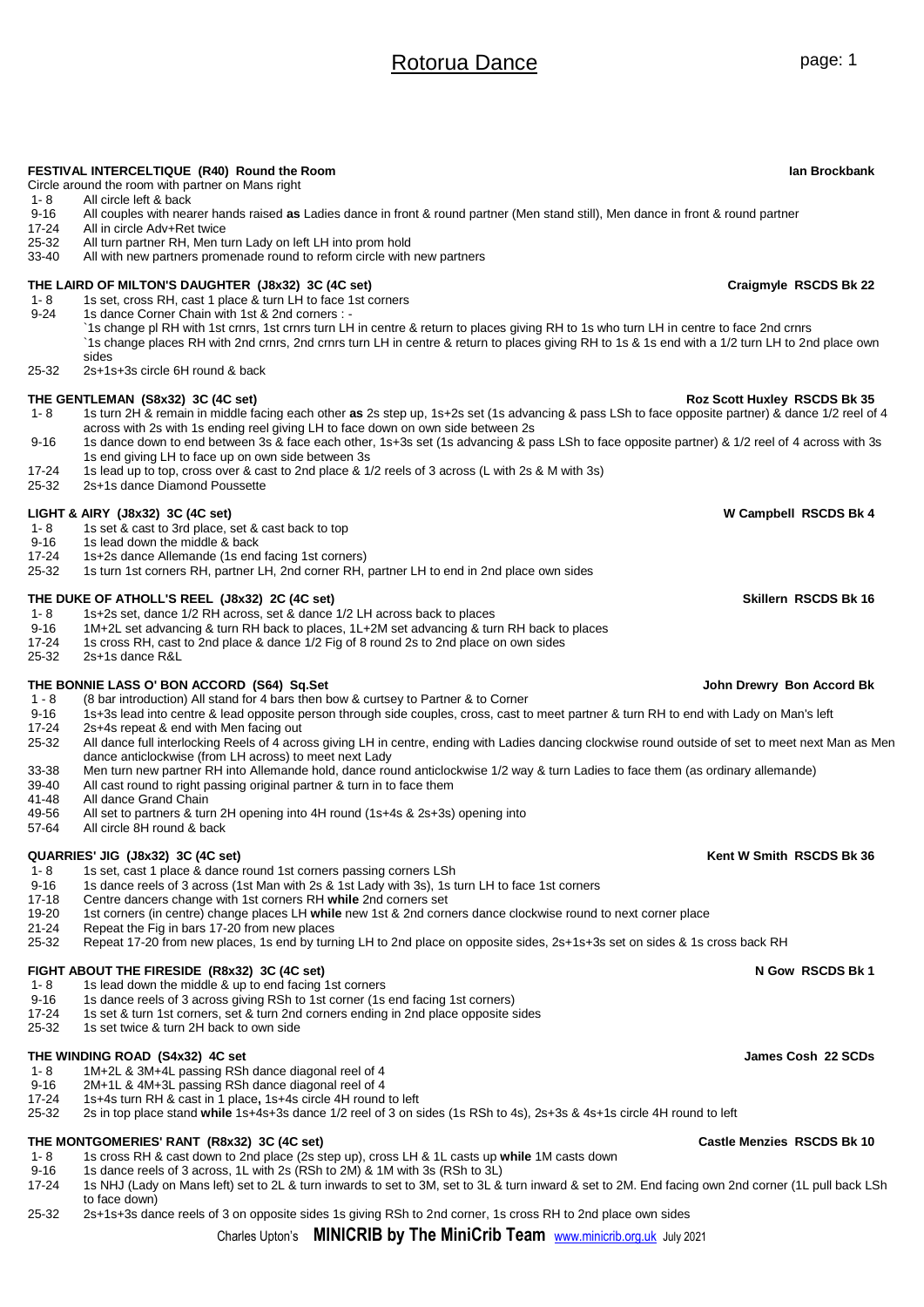# Rotorua Dance

**FESTIVAL INTERCELTIQUE (R40) Round the Room** **Ian Brockbank**

Circle around the room with partner on Mans right

- 1- 8 All circle left & back
- 9-16 All couples with nearer hands raised **as** Ladies dance in front & round partner (Men stand still), Men dance in front & round partner
- 17-24 All in circle Adv+Ret twice
- 25-32 All turn partner RH, Men turn Lady on left LH into prom hold
- 33-40 All with new partners promenade round to reform circle with new partners

**THE LAIRD OF MILTON'S DAUGHTER (J8x32) 3C (4C set)** **Craigmyle RSCDS Bk 22**

- 1- 8 1s set, cross RH, cast 1 place & turn LH to face 1st corners
- 9-24 1s dance Corner Chain with 1st & 2nd corners : -
  `1s change pl RH with 1st crnrs, 1st crnrs turn LH in centre & return to places giving RH to 1s who turn LH in centre to face 2nd crnrs
  `1s change places RH with 2nd crnrs, 2nd crnrs turn LH in centre & return to places giving RH to 1s & 1s end with a 1/2 turn LH to 2nd place own sides
- 25-32 2s+1s+3s circle 6H round & back

**THE GENTLEMAN (S8x32) 3C (4C set)** **Roz Scott Huxley RSCDS Bk 35**

- 1- 8 1s turn 2H & remain in middle facing each other **as** 2s step up, 1s+2s set (1s advancing & pass LSh to face opposite partner) & dance 1/2 reel of 4 across with 2s with 1s ending reel giving LH to face down on own side between 2s
- 9-16 1s dance down to end between 3s & face each other, 1s+3s set (1s advancing & pass LSh to face opposite partner) & 1/2 reel of 4 across with 3s 1s end giving LH to face up on own side between 3s
- 17-24 1s lead up to top, cross over & cast to 2nd place & 1/2 reels of 3 across (L with 2s & M with 3s)
- 25-32 2s+1s dance Diamond Poussette

**LIGHT & AIRY (J8x32) 3C (4C set)** **W Campbell RSCDS Bk 4**

- 1- 8 1s set & cast to 3rd place, set & cast back to top
- 9-16 1s lead down the middle & back
- 17-24 1s+2s dance Allemande (1s end facing 1st corners)
- 25-32 1s turn 1st corners RH, partner LH, 2nd corner RH, partner LH to end in 2nd place own sides

**THE DUKE OF ATHOLL'S REEL (J8x32) 2C (4C set)** **Skillern RSCDS Bk 16**

- 1- 8 1s+2s set, dance 1/2 RH across, set & dance 1/2 LH across back to places
- 9-16 1M+2L set advancing & turn RH back to places, 1L+2M set advancing & turn RH back to places
- 17-24 1s cross RH, cast to 2nd place & dance 1/2 Fig of 8 round 2s to 2nd place on own sides
- 25-32 2s+1s dance R&L

**THE BONNIE LASS O' BON ACCORD (S64) Sq.Set** **John Drewry Bon Accord Bk**

- 1 - 8 (8 bar introduction) All stand for 4 bars then bow & curtsey to Partner & to Corner
- 9-16 1s+3s lead into centre & lead opposite person through side couples, cross, cast to meet partner & turn RH to end with Lady on Man's left
- 17-24 2s+4s repeat & end with Men facing out
- 25-32 All dance full interlocking Reels of 4 across giving LH in centre, ending with Ladies dancing clockwise round outside of set to meet next Man as Men dance anticlockwise (from LH across) to meet next Lady
- 33-38 Men turn new partner RH into Allemande hold, dance round anticlockwise 1/2 way & turn Ladies to face them (as ordinary allemande)
- 39-40 All cast round to right passing original partner & turn in to face them
- 41-48 All dance Grand Chain
- 49-56 All set to partners & turn 2H opening into 4H round (1s+4s & 2s+3s) opening into
- 57-64 All circle 8H round & back

**QUARRIES' JIG (J8x32) 3C (4C set)** **Kent W Smith RSCDS Bk 36**

- 1- 8 1s set, cast 1 place & dance round 1st corners passing corners LSh
- 9-16 1s dance reels of 3 across (1st Man with 2s & 1st Lady with 3s), 1s turn LH to face 1st corners
- 17-18 Centre dancers change with 1st corners RH **while** 2nd corners set
- 19-20 1st corners (in centre) change places LH **while** new 1st & 2nd corners dance clockwise round to next corner place
- 21-24 Repeat the Fig in bars 17-20 from new places
- 25-32 Repeat 17-20 from new places, 1s end by turning LH to 2nd place on opposite sides, 2s+1s+3s set on sides & 1s cross back RH

**FIGHT ABOUT THE FIRESIDE (R8x32) 3C (4C set)** **N Gow RSCDS Bk 1**

- 1- 8 1s lead down the middle & up to end facing 1st corners
- 9-16 1s dance reels of 3 across giving RSh to 1st corner (1s end facing 1st corners)
- 17-24 1s set & turn 1st corners, set & turn 2nd corners ending in 2nd place opposite sides
- 25-32 1s set twice & turn 2H back to own side

**THE WINDING ROAD (S4x32) 4C set** **James Cosh 22 SCDs**

- 1- 8 1M+2L & 3M+4L passing RSh dance diagonal reel of 4
- 9-16 2M+1L & 4M+3L passing RSh dance diagonal reel of 4
- 17-24 1s+4s turn RH & cast in 1 place**,** 1s+4s circle 4H round to left
- 25-32 2s in top place stand **while** 1s+4s+3s dance 1/2 reel of 3 on sides (1s RSh to 4s), 2s+3s & 4s+1s circle 4H round to left

**THE MONTGOMERIES' RANT (R8x32) 3C (4C set)** **Castle Menzies RSCDS Bk 10**

- 1- 8 1s cross RH & cast down to 2nd place (2s step up), cross LH & 1L casts up **while** 1M casts down
- 9-16 1s dance reels of 3 across, 1L with 2s (RSh to 2M) & 1M with 3s (RSh to 3L)
- 17-24 1s NHJ (Lady on Mans left) set to 2L & turn inwards to set to 3M, set to 3L & turn inward & set to 2M. End facing own 2nd corner (1L pull back LSh to face down)
- 25-32 2s+1s+3s dance reels of 3 on opposite sides 1s giving RSh to 2nd corner, 1s cross RH to 2nd place own sides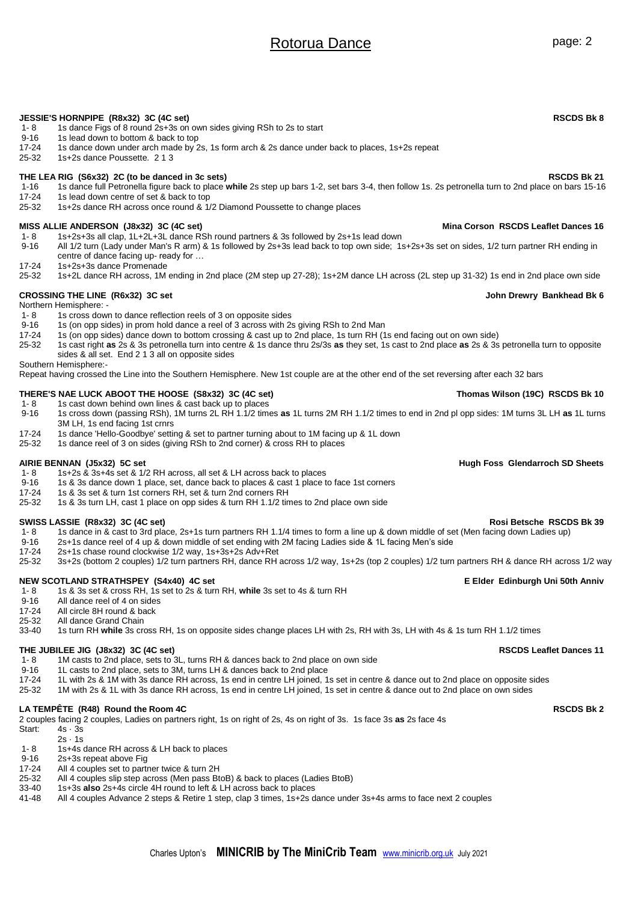# Rotorua Dance

**JESSIE'S HORNPIPE (R8x32) 3C (4C set)** **RSCDS Bk 8**

- 1- 8 1s dance Figs of 8 round 2s+3s on own sides giving RSh to 2s to start
- 9-16 1s lead down to bottom & back to top
- 17-24 1s dance down under arch made by 2s, 1s form arch & 2s dance under back to places, 1s+2s repeat
- 25-32 1s+2s dance Poussette. 2 1 3

**THE LEA RIG (S6x32) 2C (to be danced in 3c sets)** **RSCDS Bk 21**

- 1-16 1s dance full Petronella figure back to place **while** 2s step up bars 1-2, set bars 3-4, then follow 1s. 2s petronella turn to 2nd place on bars 15-16
- 17-24 1s lead down centre of set & back to top
- 25-32 1s+2s dance RH across once round & 1/2 Diamond Poussette to change places

**MISS ALLIE ANDERSON (J8x32) 3C (4C set)** **Mina Corson RSCDS Leaflet Dances 16**

- 1- 8 1s+2s+3s all clap, 1L+2L+3L dance RSh round partners & 3s followed by 2s+1s lead down
- 9-16 All 1/2 turn (Lady under Man's R arm) & 1s followed by 2s+3s lead back to top own side; 1s+2s+3s set on sides, 1/2 turn partner RH ending in centre of dance facing up- ready for …
- 17-24 1s+2s+3s dance Promenade
- 25-32 1s+2L dance RH across, 1M ending in 2nd place (2M step up 27-28); 1s+2M dance LH across (2L step up 31-32) 1s end in 2nd place own side

**CROSSING THE LINE (R6x32) 3C set** **John Drewry Bankhead Bk 6**

Northern Hemisphere: -

- 1- 8 1s cross down to dance reflection reels of 3 on opposite sides
- 9-16 1s (on opp sides) in prom hold dance a reel of 3 across with 2s giving RSh to 2nd Man
- 17-24 1s (on opp sides) dance down to bottom crossing & cast up to 2nd place, 1s turn RH (1s end facing out on own side)
- 25-32 1s cast right **as** 2s & 3s petronella turn into centre & 1s dance thru 2s/3s **as** they set, 1s cast to 2nd place **as** 2s & 3s petronella turn to opposite sides & all set. End 2 1 3 all on opposite sides

Southern Hemisphere:-

Repeat having crossed the Line into the Southern Hemisphere. New 1st couple are at the other end of the set reversing after each 32 bars

**THERE'S NAE LUCK ABOOT THE HOOSE (S8x32) 3C (4C set)** **Thomas Wilson (19C) RSCDS Bk 10**

- 1- 8 1s cast down behind own lines & cast back up to places
- 9-16 1s cross down (passing RSh), 1M turns 2L RH 1.1/2 times **as** 1L turns 2M RH 1.1/2 times to end in 2nd pl opp sides: 1M turns 3L LH **as** 1L turns 3M LH, 1s end facing 1st crnrs
- 17-24 1s dance 'Hello-Goodbye' setting & set to partner turning about to 1M facing up & 1L down
- 25-32 1s dance reel of 3 on sides (giving RSh to 2nd corner) & cross RH to places

**AIRIE BENNAN (J5x32) 5C set** **Hugh Foss Glendarroch SD Sheets**

- 1- 8 1s+2s & 3s+4s set & 1/2 RH across, all set & LH across back to places
- 9-16 1s & 3s dance down 1 place, set, dance back to places & cast 1 place to face 1st corners
- 17-24 1s & 3s set & turn 1st corners RH, set & turn 2nd corners RH
- 25-32 1s & 3s turn LH, cast 1 place on opp sides & turn RH 1.1/2 times to 2nd place own side

**SWISS LASSIE (R8x32) 3C (4C set)** **Rosi Betsche RSCDS Bk 39**

- 1- 8 1s dance in & cast to 3rd place, 2s+1s turn partners RH 1.1/4 times to form a line up & down middle of set (Men facing down Ladies up)
- 9-16 2s+1s dance reel of 4 up & down middle of set ending with 2M facing Ladies side & 1L facing Men's side
- 17-24 2s+1s chase round clockwise 1/2 way, 1s+3s+2s Adv+Ret
- 25-32 3s+2s (bottom 2 couples) 1/2 turn partners RH, dance RH across 1/2 way, 1s+2s (top 2 couples) 1/2 turn partners RH & dance RH across 1/2 way

**NEW SCOTLAND STRATHSPEY (S4x40) 4C set** **E Elder Edinburgh Uni 50th Anniv**

- 1- 8 1s & 3s set & cross RH, 1s set to 2s & turn RH, **while** 3s set to 4s & turn RH
- 9-16 All dance reel of 4 on sides
- 17-24 All circle 8H round & back
- 25-32 All dance Grand Chain
- 33-40 1s turn RH **while** 3s cross RH, 1s on opposite sides change places LH with 2s, RH with 3s, LH with 4s & 1s turn RH 1.1/2 times

**THE JUBILEE JIG (J8x32) 3C (4C set)** **RSCDS Leaflet Dances 11**

- 1- 8 1M casts to 2nd place, sets to 3L, turns RH & dances back to 2nd place on own side
- 9-16 1L casts to 2nd place, sets to 3M, turns LH & dances back to 2nd place
- 17-24 1L with 2s & 1M with 3s dance RH across, 1s end in centre LH joined, 1s set in centre & dance out to 2nd place on opposite sides
- 25-32 1M with 2s & 1L with 3s dance RH across, 1s end in centre LH joined, 1s set in centre & dance out to 2nd place on own sides

**LA TEMPÊTE (R48) Round the Room 4C** **RSCDS Bk 2**

2 couples facing 2 couples, Ladies on partners right, 1s on right of 2s, 4s on right of 3s. 1s face 3s **as** 2s face 4s

Start: 4s · 3s
2s · 1s

- 1- 8 1s+4s dance RH across & LH back to places
- 9-16 2s+3s repeat above Fig
- 17-24 All 4 couples set to partner twice & turn 2H
- 25-32 All 4 couples slip step across (Men pass BtoB) & back to places (Ladies BtoB)
- 33-40 1s+3s **also** 2s+4s circle 4H round to left & LH across back to places
- 41-48 All 4 couples Advance 2 steps & Retire 1 step, clap 3 times, 1s+2s dance under 3s+4s arms to face next 2 couples